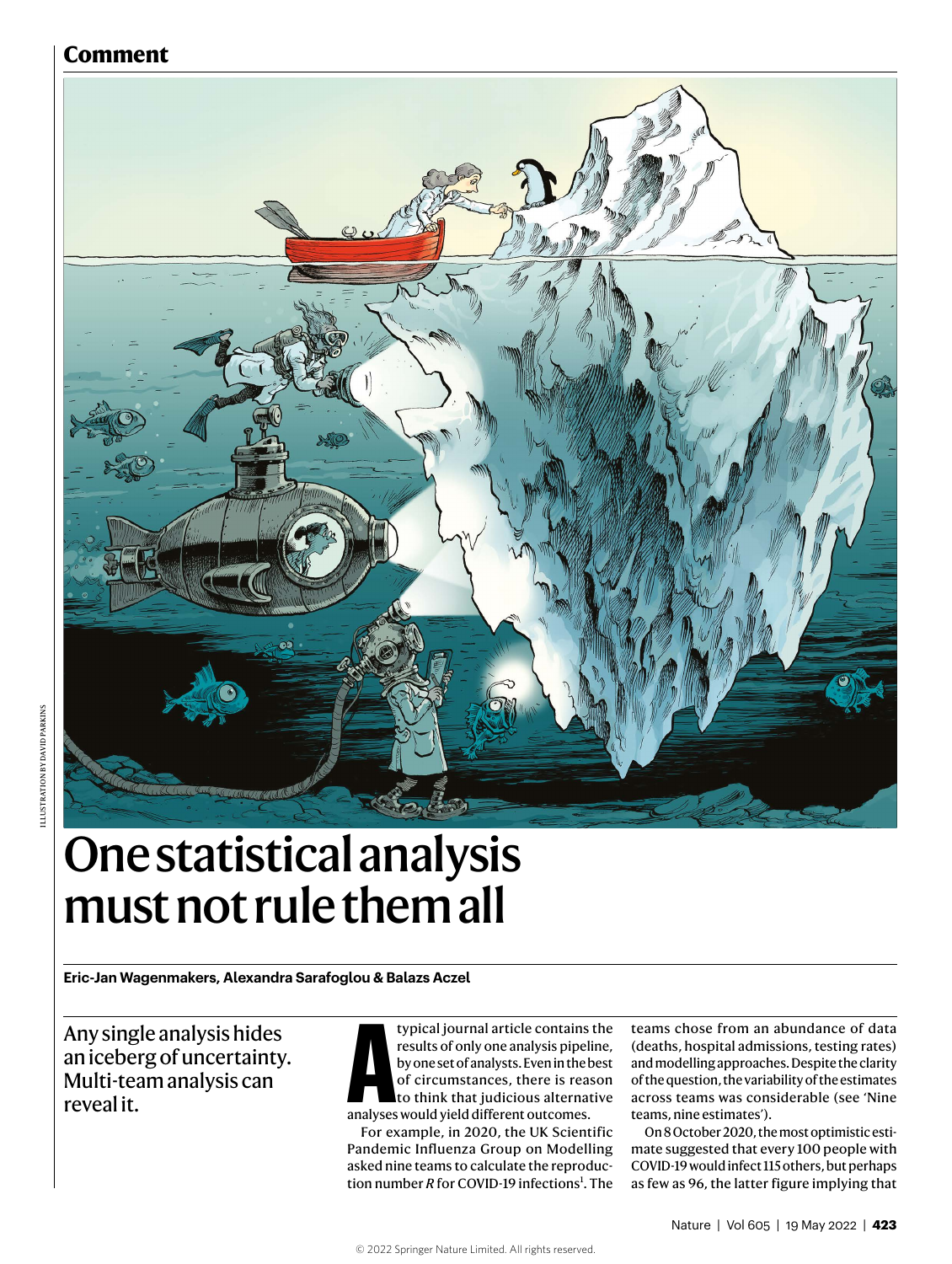Comment

ILLUSTRATION BY DAVID PARKINS

# One statistical analysis must not rule them all

**Eric-Jan Wagenmakers, Alexandra Sarafoglou & Balazs Aczel**

Any single analysis hides an iceberg of uncertainty. Multi-team analysis can reveal it.

A typical journal article contains the results of only one analysis pipeline, by one set of analysts. Even in the best of circumstances, there is reason to think that judicious alternative analyses would yield different outcomes.

For example, in 2020, the UK Scientific Pandemic Influenza Group on Modelling asked nine teams to calculate the reproduction number *R* for COVID-19 infections[1]. The teams chose from an abundance of data (deaths, hospital admissions, testing rates) and modelling approaches. Despite the clarity of the question, the variability of the estimates across teams was considerable (see 'Nine teams, nine estimates').

On 8 October 2020, the most optimistic estimate suggested that every 100 people with COVID-19 would infect 115 others, but perhaps as few as 96, the latter figure implying that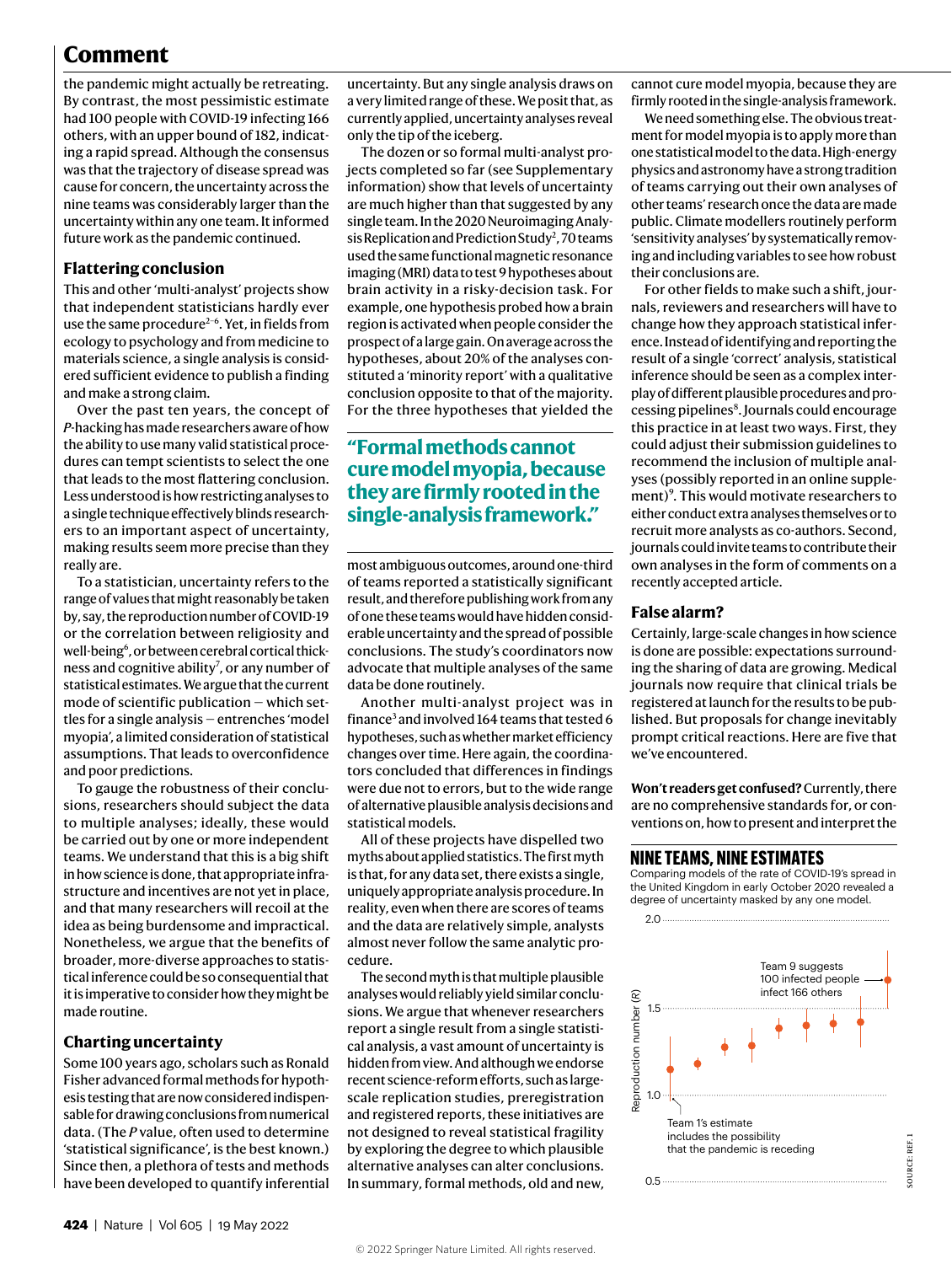the pandemic might actually be retreating. By contrast, the most pessimistic estimate had 100 people with COVID-19 infecting 166 others, with an upper bound of 182, indicating a rapid spread. Although the consensus was that the trajectory of disease spread was cause for concern, the uncertainty across the nine teams was considerably larger than the uncertainty within any one team. It informed future work as the pandemic continued.

## Flattering conclusion

This and other 'multi-analyst' projects show that independent statisticians hardly ever use the same procedure[2–6]. Yet, in fields from ecology to psychology and from medicine to materials science, a single analysis is considered sufficient evidence to publish a finding and make a strong claim.

Over the past ten years, the concept of *P*-hacking has made researchers aware of how the ability to use many valid statistical procedures can tempt scientists to select the one that leads to the most flattering conclusion. Less understood is how restricting analyses to a single technique effectively blinds researchers to an important aspect of uncertainty, making results seem more precise than they really are.

To a statistician, uncertainty refers to the range of values that might reasonably be taken by, say, the reproduction number of COVID-19 or the correlation between religiosity and well-being[6], or between cerebral cortical thickness and cognitive ability[7], or any number of statistical estimates. We argue that the current mode of scientific publication — which settles for a single analysis — entrenches 'model myopia', a limited consideration of statistical assumptions. That leads to overconfidence and poor predictions.

To gauge the robustness of their conclusions, researchers should subject the data to multiple analyses; ideally, these would be carried out by one or more independent teams. We understand that this is a big shift in how science is done, that appropriate infrastructure and incentives are not yet in place, and that many researchers will recoil at the idea as being burdensome and impractical. Nonetheless, we argue that the benefits of broader, more-diverse approaches to statistical inference could be so consequential that it is imperative to consider how they might be made routine.

## Charting uncertainty

Some 100 years ago, scholars such as Ronald Fisher advanced formal methods for hypothesis testing that are now considered indispensable for drawing conclusions from numerical data. (The *P* value, often used to determine 'statistical significance', is the best known.) Since then, a plethora of tests and methods have been developed to quantify inferential uncertainty. But any single analysis draws on a very limited range of these. We posit that, as currently applied, uncertainty analyses reveal only the tip of the iceberg.

The dozen or so formal multi-analyst projects completed so far (see Supplementary information) show that levels of uncertainty are much higher than that suggested by any single team. In the 2020 Neuroimaging Analysis Replication and Prediction Study[2], 70 teams used the same functional magnetic resonance imaging (MRI) data to test 9 hypotheses about brain activity in a risky-decision task. For example, one hypothesis probed how a brain region is activated when people consider the prospect of a large gain. On average across the hypotheses, about 20% of the analyses constituted a 'minority report' with a qualitative conclusion opposite to that of the majority. For the three hypotheses that yielded the most ambiguous outcomes, around one-third of teams reported a statistically significant result, and therefore publishing work from any of one these teams would have hidden considerable uncertainty and the spread of possible conclusions. The study's coordinators now advocate that multiple analyses of the same data be done routinely.

> **"Formal methods cannot cure model myopia, because they are firmly rooted in the single-analysis framework."**

Another multi-analyst project was in finance[3] and involved 164 teams that tested 6 hypotheses, such as whether market efficiency changes over time. Here again, the coordinators concluded that differences in findings were due not to errors, but to the wide range of alternative plausible analysis decisions and statistical models.

All of these projects have dispelled two myths about applied statistics. The first myth is that, for any data set, there exists a single, uniquely appropriate analysis procedure. In reality, even when there are scores of teams and the data are relatively simple, analysts almost never follow the same analytic procedure.

The second myth is that multiple plausible analyses would reliably yield similar conclusions. We argue that whenever researchers report a single result from a single statistical analysis, a vast amount of uncertainty is hidden from view. And although we endorse recent science-reform efforts, such as large-scale replication studies, preregistration and registered reports, these initiatives are not designed to reveal statistical fragility by exploring the degree to which plausible alternative analyses can alter conclusions. In summary, formal methods, old and new, cannot cure model myopia, because they are firmly rooted in the single-analysis framework.

We need something else. The obvious treatment for model myopia is to apply more than one statistical model to the data. High-energy physics and astronomy have a strong tradition of teams carrying out their own analyses of other teams' research once the data are made public. Climate modellers routinely perform 'sensitivity analyses' by systematically removing and including variables to see how robust their conclusions are.

For other fields to make such a shift, journals, reviewers and researchers will have to change how they approach statistical inference. Instead of identifying and reporting the result of a single 'correct' analysis, statistical inference should be seen as a complex interplay of different plausible procedures and processing pipelines[8]. Journals could encourage this practice in at least two ways. First, they could adjust their submission guidelines to recommend the inclusion of multiple analyses (possibly reported in an online supplement)[9]. This would motivate researchers to either conduct extra analyses themselves or to recruit more analysts as co-authors. Second, journals could invite teams to contribute their own analyses in the form of comments on a recently accepted article.

## False alarm?

Certainly, large-scale changes in how science is done are possible: expectations surrounding the sharing of data are growing. Medical journals now require that clinical trials be registered at launch for the results to be published. But proposals for change inevitably prompt critical reactions. Here are five that we've encountered.

**Won't readers get confused?** Currently, there are no comprehensive standards for, or conventions on, how to present and interpret the

**NINE TEAMS, NINE ESTIMATES**

Comparing models of the rate of COVID-19's spread in the United Kingdom in early October 2020 revealed a degree of uncertainty masked by any one model.

Reproduction number (*R*) chart (axis 0.5–2.0). Annotations: "Team 9 suggests 100 infected people infect 166 others"; "Team 1's estimate includes the possibility that the pandemic is receding".

SOURCE: REF. 1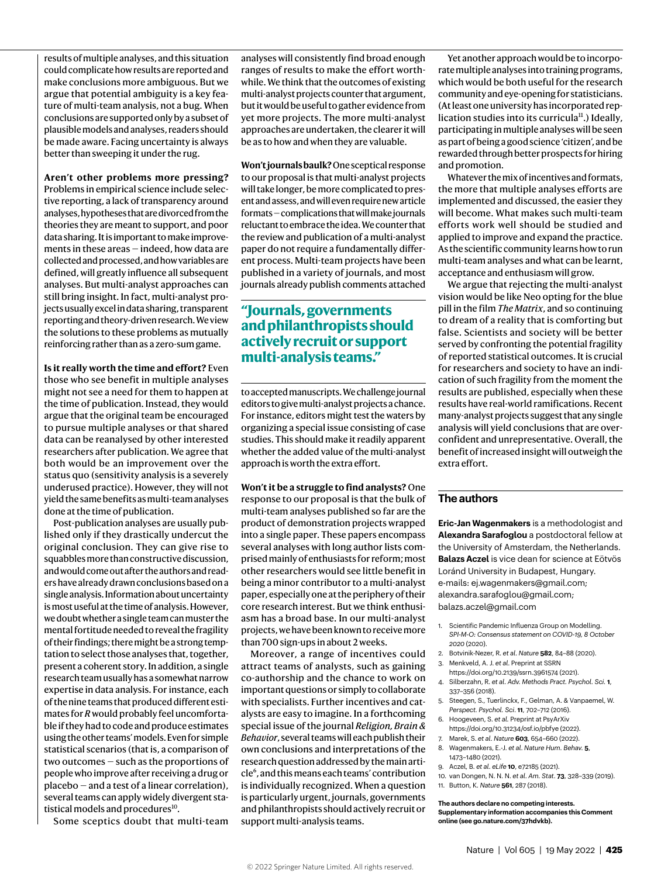results of multiple analyses, and this situation could complicate how results are reported and make conclusions more ambiguous. But we argue that potential ambiguity is a key feature of multi-team analysis, not a bug. When conclusions are supported only by a subset of plausible models and analyses, readers should be made aware. Facing uncertainty is always better than sweeping it under the rug.

**Aren't other problems more pressing?** Problems in empirical science include selective reporting, a lack of transparency around analyses, hypotheses that are divorced from the theories they are meant to support, and poor data sharing. It is important to make improvements in these areas — indeed, how data are collected and processed, and how variables are defined, will greatly influence all subsequent analyses. But multi-analyst approaches can still bring insight. In fact, multi-analyst projects usually excel in data sharing, transparent reporting and theory-driven research. We view the solutions to these problems as mutually reinforcing rather than as a zero-sum game.

**Is it really worth the time and effort?** Even those who see benefit in multiple analyses might not see a need for them to happen at the time of publication. Instead, they would argue that the original team be encouraged to pursue multiple analyses or that shared data can be reanalysed by other interested researchers after publication. We agree that both would be an improvement over the status quo (sensitivity analysis is a severely underused practice). However, they will not yield the same benefits as multi-team analyses done at the time of publication.

Post-publication analyses are usually published only if they drastically undercut the original conclusion. They can give rise to squabbles more than constructive discussion, and would come out after the authors and readers have already drawn conclusions based on a single analysis. Information about uncertainty is most useful at the time of analysis. However, we doubt whether a single team can muster the mental fortitude needed to reveal the fragility of their findings; there might be a strong temptation to select those analyses that, together, present a coherent story. In addition, a single research team usually has a somewhat narrow expertise in data analysis. For instance, each of the nine teams that produced different estimates for *R* would probably feel uncomfortable if they had to code and produce estimates using the other teams' models. Even for simple statistical scenarios (that is, a comparison of two outcomes — such as the proportions of people who improve after receiving a drug or placebo — and a test of a linear correlation), several teams can apply widely divergent statistical models and procedures[10].

Some sceptics doubt that multi-team analyses will consistently find broad enough ranges of results to make the effort worthwhile. We think that the outcomes of existing multi-analyst projects counter that argument, but it would be useful to gather evidence from yet more projects. The more multi-analyst approaches are undertaken, the clearer it will be as to how and when they are valuable.

**Won't journals baulk?** One sceptical response to our proposal is that multi-analyst projects will take longer, be more complicated to present and assess, and will even require new article formats — complications that will make journals reluctant to embrace the idea. We counter that the review and publication of a multi-analyst paper do not require a fundamentally different process. Multi-team projects have been published in a variety of journals, and most journals already publish comments attached to accepted manuscripts. We challenge journal editors to give multi-analyst projects a chance. For instance, editors might test the waters by organizing a special issue consisting of case studies. This should make it readily apparent whether the added value of the multi-analyst approach is worth the extra effort.

> **"Journals, governments and philanthropists should actively recruit or support multi-analysis teams."**

**Won't it be a struggle to find analysts?** One response to our proposal is that the bulk of multi-team analyses published so far are the product of demonstration projects wrapped into a single paper. These papers encompass several analyses with long author lists comprised mainly of enthusiasts for reform; most other researchers would see little benefit in being a minor contributor to a multi-analyst paper, especially one at the periphery of their core research interest. But we think enthusiasm has a broad base. In our multi-analyst projects, we have been known to receive more than 700 sign-ups in about 2 weeks.

Moreover, a range of incentives could attract teams of analysts, such as gaining co-authorship and the chance to work on important questions or simply to collaborate with specialists. Further incentives and catalysts are easy to imagine. In a forthcoming special issue of the journal *Religion, Brain & Behavior*, several teams will each publish their own conclusions and interpretations of the research question addressed by the main article[6], and this means each teams' contribution is individually recognized. When a question is particularly urgent, journals, governments and philanthropists should actively recruit or support multi-analysis teams.

Yet another approach would be to incorporate multiple analyses into training programs, which would be both useful for the research community and eye-opening for statisticians. (At least one university has incorporated replication studies into its curricula[11].) Ideally, participating in multiple analyses will be seen as part of being a good science 'citizen', and be rewarded through better prospects for hiring and promotion.

Whatever the mix of incentives and formats, the more that multiple analyses efforts are implemented and discussed, the easier they will become. What makes such multi-team efforts work well should be studied and applied to improve and expand the practice. As the scientific community learns how to run multi-team analyses and what can be learnt, acceptance and enthusiasm will grow.

We argue that rejecting the multi-analyst vision would be like Neo opting for the blue pill in the film *The Matrix*, and so continuing to dream of a reality that is comforting but false. Scientists and society will be better served by confronting the potential fragility of reported statistical outcomes. It is crucial for researchers and society to have an indication of such fragility from the moment the results are published, especially when these results have real-world ramifications. Recent many-analyst projects suggest that any single analysis will yield conclusions that are overconfident and unrepresentative. Overall, the benefit of increased insight will outweigh the extra effort.

## The authors

**Eric-Jan Wagenmakers** is a methodologist and **Alexandra Sarafoglou** a postdoctoral fellow at the University of Amsterdam, the Netherlands. **Balazs Aczel** is vice dean for science at Eötvös Loránd University in Budapest, Hungary.
e-mails: ej.wagenmakers@gmail.com; alexandra.sarafoglou@gmail.com; balazs.aczel@gmail.com

1. Scientific Pandemic Influenza Group on Modelling. *SPI-M-O: Consensus statement on COVID-19, 8 October 2020* (2020).
2. Botvinik-Nezer, R. *et al. Nature* **582**, 84–88 (2020).
3. Menkveld, A. J. *et al.* Preprint at SSRN https://doi.org/10.2139/ssrn.3961574 (2021).
4. Silberzahn, R. *et al. Adv. Methods Pract. Psychol. Sci.* **1**, 337–356 (2018).
5. Steegen, S., Tuerlinckx, F., Gelman, A. & Vanpaemel, W. *Perspect. Psychol. Sci.* **11**, 702–712 (2016).
6. Hoogeveen, S. *et al.* Preprint at PsyArXiv https://doi.org/10.31234/osf.io/pbfye (2022).
7. Marek, S. *et al. Nature* **603**, 654–660 (2022).
8. Wagenmakers, E.-J. *et al. Nature Hum. Behav.* **5**, 1473–1480 (2021).
9. Aczel, B. *et al. eLife* **10**, e72185 (2021).
10. van Dongen, N. N. N. *et al. Am. Stat.* **73**, 328–339 (2019).
11. Button, K. *Nature* **561**, 287 (2018).

**The authors declare no competing interests. Supplementary information accompanies this Comment online (see go.nature.com/37hdvkb).**